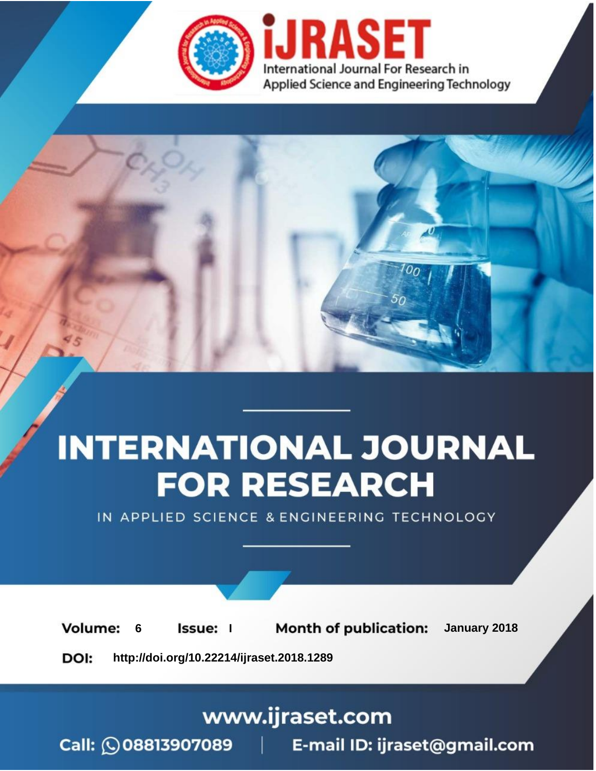iJRASET

International Journal For Research in Applied Science and Engineering Technology

# INTERNATIONAL JOURNAL FOR RESEARCH

IN APPLIED SCIENCE & ENGINEERING TECHNOLOGY

**Volume:** 6 **Issue:** I **Month of publication:** January 2018

**DOI:** http://doi.org/10.22214/ijraset.2018.1289

www.ijraset.com

Call: 08813907089 | E-mail ID: ijraset@gmail.com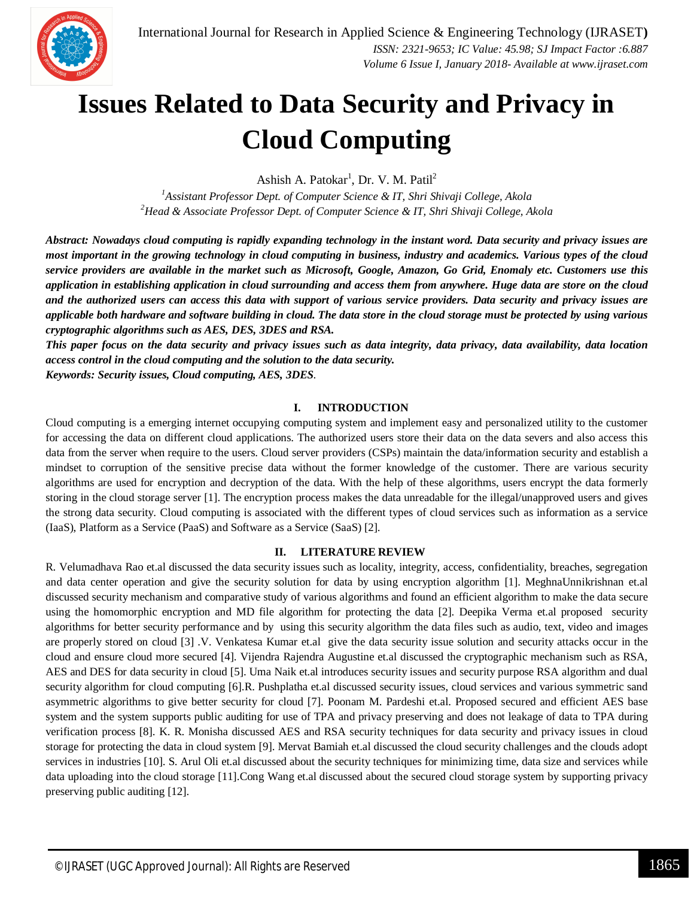# Issues Related to Data Security and Privacy in Cloud Computing

Ashish A. Patokar[1], Dr. V. M. Patil[2]

[1]*Assistant Professor Dept. of Computer Science & IT, Shri Shivaji College, Akola*
[2]*Head & Associate Professor Dept. of Computer Science & IT, Shri Shivaji College, Akola*

***Abstract:** Nowadays cloud computing is rapidly expanding technology in the instant word. Data security and privacy issues are most important in the growing technology in cloud computing in business, industry and academics. Various types of the cloud service providers are available in the market such as Microsoft, Google, Amazon, Go Grid, Enomaly etc. Customers use this application in establishing application in cloud surrounding and access them from anywhere. Huge data are store on the cloud and the authorized users can access this data with support of various service providers. Data security and privacy issues are applicable both hardware and software building in cloud. The data store in the cloud storage must be protected by using various cryptographic algorithms such as AES, DES, 3DES and RSA.*

***This paper focus on the data security and privacy issues such as data integrity, data privacy, data availability, data location access control in the cloud computing and the solution to the data security.***

***Keywords: Security issues, Cloud computing, AES, 3DES.***

## I. INTRODUCTION

Cloud computing is a emerging internet occupying computing system and implement easy and personalized utility to the customer for accessing the data on different cloud applications. The authorized users store their data on the data severs and also access this data from the server when require to the users. Cloud server providers (CSPs) maintain the data/information security and establish a mindset to corruption of the sensitive precise data without the former knowledge of the customer. There are various security algorithms are used for encryption and decryption of the data. With the help of these algorithms, users encrypt the data formerly storing in the cloud storage server [1]. The encryption process makes the data unreadable for the illegal/unapproved users and gives the strong data security. Cloud computing is associated with the different types of cloud services such as information as a service (IaaS), Platform as a Service (PaaS) and Software as a Service (SaaS) [2].

## II. LITERATURE REVIEW

R. Velumadhava Rao et.al discussed the data security issues such as locality, integrity, access, confidentiality, breaches, segregation and data center operation and give the security solution for data by using encryption algorithm [1]. MeghnaUnnikrishnan et.al discussed security mechanism and comparative study of various algorithms and found an efficient algorithm to make the data secure using the homomorphic encryption and MD file algorithm for protecting the data [2]. Deepika Verma et.al proposed security algorithms for better security performance and by using this security algorithm the data files such as audio, text, video and images are properly stored on cloud [3] .V. Venkatesa Kumar et.al give the data security issue solution and security attacks occur in the cloud and ensure cloud more secured [4]. Vijendra Rajendra Augustine et.al discussed the cryptographic mechanism such as RSA, AES and DES for data security in cloud [5]. Uma Naik et.al introduces security issues and security purpose RSA algorithm and dual security algorithm for cloud computing [6].R. Pushplatha et.al discussed security issues, cloud services and various symmetric sand asymmetric algorithms to give better security for cloud [7]. Poonam M. Pardeshi et.al. Proposed secured and efficient AES base system and the system supports public auditing for use of TPA and privacy preserving and does not leakage of data to TPA during verification process [8]. K. R. Monisha discussed AES and RSA security techniques for data security and privacy issues in cloud storage for protecting the data in cloud system [9]. Mervat Bamiah et.al discussed the cloud security challenges and the clouds adopt services in industries [10]. S. Arul Oli et.al discussed about the security techniques for minimizing time, data size and services while data uploading into the cloud storage [11].Cong Wang et.al discussed about the secured cloud storage system by supporting privacy preserving public auditing [12].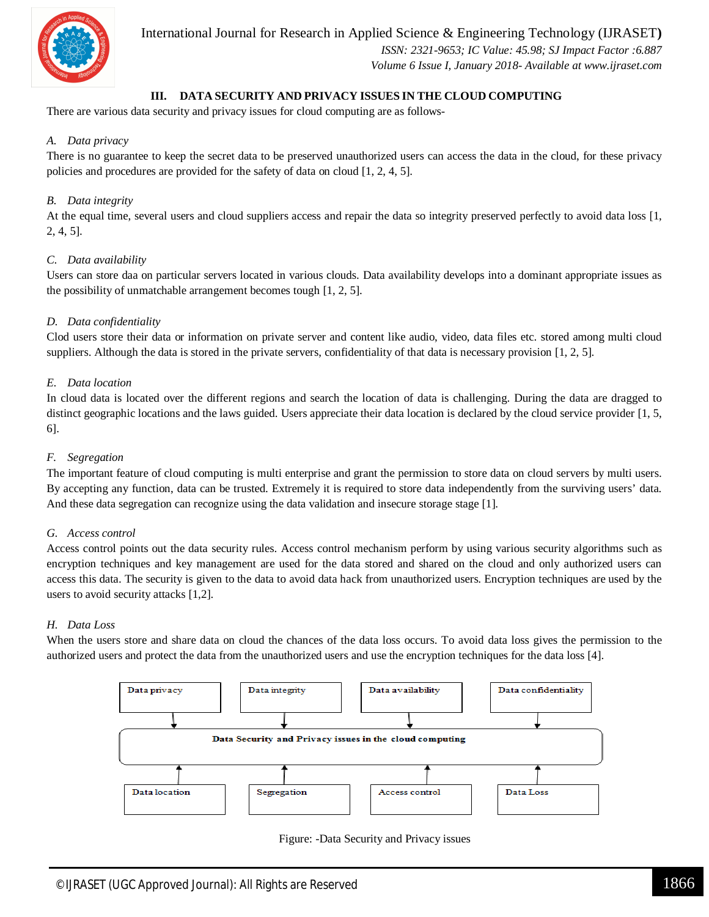## III. DATA SECURITY AND PRIVACY ISSUES IN THE CLOUD COMPUTING

There are various data security and privacy issues for cloud computing are as follows-

### *A. Data privacy*

There is no guarantee to keep the secret data to be preserved unauthorized users can access the data in the cloud, for these privacy policies and procedures are provided for the safety of data on cloud [1, 2, 4, 5].

### *B. Data integrity*

At the equal time, several users and cloud suppliers access and repair the data so integrity preserved perfectly to avoid data loss [1, 2, 4, 5].

### *C. Data availability*

Users can store daa on particular servers located in various clouds. Data availability develops into a dominant appropriate issues as the possibility of unmatchable arrangement becomes tough [1, 2, 5].

### *D. Data confidentiality*

Clod users store their data or information on private server and content like audio, video, data files etc. stored among multi cloud suppliers. Although the data is stored in the private servers, confidentiality of that data is necessary provision [1, 2, 5].

### *E. Data location*

In cloud data is located over the different regions and search the location of data is challenging. During the data are dragged to distinct geographic locations and the laws guided. Users appreciate their data location is declared by the cloud service provider [1, 5, 6].

### *F. Segregation*

The important feature of cloud computing is multi enterprise and grant the permission to store data on cloud servers by multi users. By accepting any function, data can be trusted. Extremely it is required to store data independently from the surviving users' data. And these data segregation can recognize using the data validation and insecure storage stage [1].

### *G. Access control*

Access control points out the data security rules. Access control mechanism perform by using various security algorithms such as encryption techniques and key management are used for the data stored and shared on the cloud and only authorized users can access this data. The security is given to the data to avoid data hack from unauthorized users. Encryption techniques are used by the users to avoid security attacks [1,2].

### *H. Data Loss*

When the users store and share data on cloud the chances of the data loss occurs. To avoid data loss gives the permission to the authorized users and protect the data from the unauthorized users and use the encryption techniques for the data loss [4].

Data privacy | Data integrity | Data availability | Data confidentiality

Data Security and Privacy issues in the cloud computing

Data location | Segregation | Access control | Data Loss

Figure: -Data Security and Privacy issues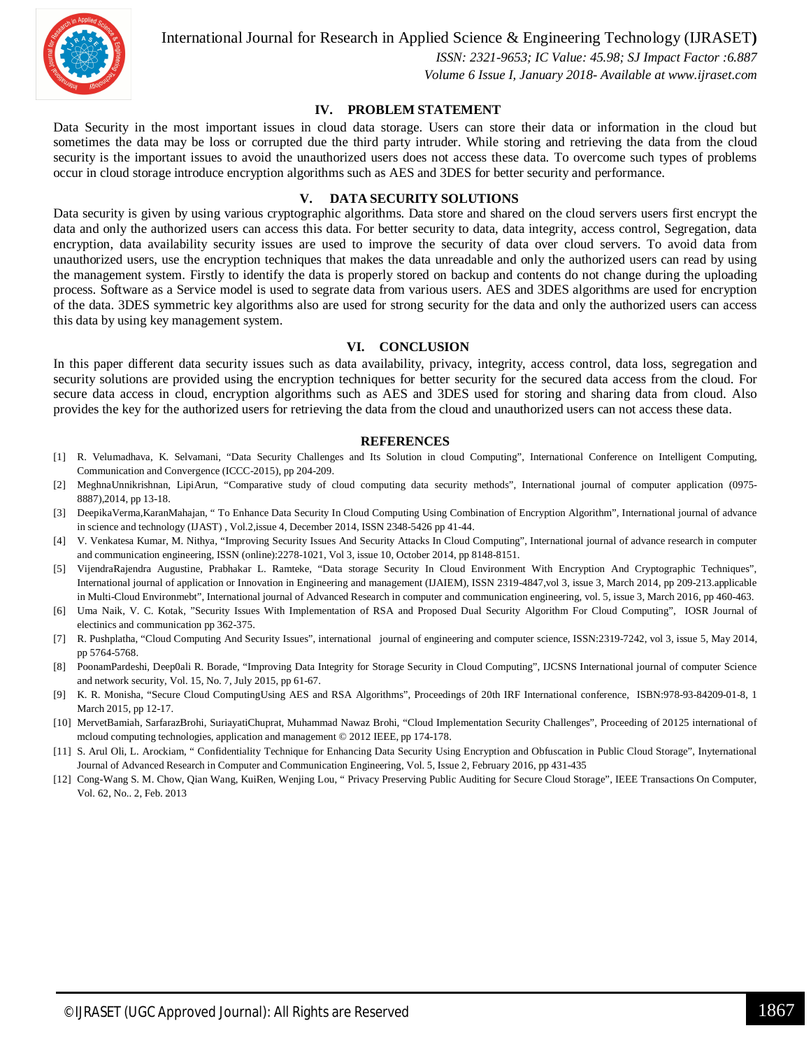## IV. PROBLEM STATEMENT

Data Security in the most important issues in cloud data storage. Users can store their data or information in the cloud but sometimes the data may be loss or corrupted due the third party intruder. While storing and retrieving the data from the cloud security is the important issues to avoid the unauthorized users does not access these data. To overcome such types of problems occur in cloud storage introduce encryption algorithms such as AES and 3DES for better security and performance.

## V. DATA SECURITY SOLUTIONS

Data security is given by using various cryptographic algorithms. Data store and shared on the cloud servers users first encrypt the data and only the authorized users can access this data. For better security to data, data integrity, access control, Segregation, data encryption, data availability security issues are used to improve the security of data over cloud servers. To avoid data from unauthorized users, use the encryption techniques that makes the data unreadable and only the authorized users can read by using the management system. Firstly to identify the data is properly stored on backup and contents do not change during the uploading process. Software as a Service model is used to segrate data from various users. AES and 3DES algorithms are used for encryption of the data. 3DES symmetric key algorithms also are used for strong security for the data and only the authorized users can access this data by using key management system.

## VI. CONCLUSION

In this paper different data security issues such as data availability, privacy, integrity, access control, data loss, segregation and security solutions are provided using the encryption techniques for better security for the secured data access from the cloud. For secure data access in cloud, encryption algorithms such as AES and 3DES used for storing and sharing data from cloud. Also provides the key for the authorized users for retrieving the data from the cloud and unauthorized users can not access these data.

## REFERENCES

[1] R. Velumadhava, K. Selvamani, "Data Security Challenges and Its Solution in cloud Computing", International Conference on Intelligent Computing, Communication and Convergence (ICCC-2015), pp 204-209.

[2] MeghnaUnnikrishnan, LipiArun, "Comparative study of cloud computing data security methods", International journal of computer application (0975-8887),2014, pp 13-18.

[3] DeepikaVerma,KaranMahajan, " To Enhance Data Security In Cloud Computing Using Combination of Encryption Algorithm", International journal of advance in science and technology (IJAST) , Vol.2,issue 4, December 2014, ISSN 2348-5426 pp 41-44.

[4] V. Venkatesa Kumar, M. Nithya, "Improving Security Issues And Security Attacks In Cloud Computing", International journal of advance research in computer and communication engineering, ISSN (online):2278-1021, Vol 3, issue 10, October 2014, pp 8148-8151.

[5] VijendraRajendra Augustine, Prabhakar L. Ramteke, "Data storage Security In Cloud Environment With Encryption And Cryptographic Techniques", International journal of application or Innovation in Engineering and management (IJAIEM), ISSN 2319-4847,vol 3, issue 3, March 2014, pp 209-213.applicable in Multi-Cloud Environmebt", International journal of Advanced Research in computer and communication engineering, vol. 5, issue 3, March 2016, pp 460-463.

[6] Uma Naik, V. C. Kotak, "Security Issues With Implementation of RSA and Proposed Dual Security Algorithm For Cloud Computing", IOSR Journal of electinics and communication pp 362-375.

[7] R. Pushplatha, "Cloud Computing And Security Issues", international journal of engineering and computer science, ISSN:2319-7242, vol 3, issue 5, May 2014, pp 5764-5768.

[8] PoonamPardeshi, Deep0ali R. Borade, "Improving Data Integrity for Storage Security in Cloud Computing", IJCSNS International journal of computer Science and network security, Vol. 15, No. 7, July 2015, pp 61-67.

[9] K. R. Monisha, "Secure Cloud ComputingUsing AES and RSA Algorithms", Proceedings of 20th IRF International conference, ISBN:978-93-84209-01-8, 1 March 2015, pp 12-17.

[10] MervetBamiah, SarfarazBrohi, SuriayatiChuprat, Muhammad Nawaz Brohi, "Cloud Implementation Security Challenges", Proceeding of 20125 international of mcloud computing technologies, application and management © 2012 IEEE, pp 174-178.

[11] S. Arul Oli, L. Arockiam, " Confidentiality Technique for Enhancing Data Security Using Encryption and Obfuscation in Public Cloud Storage", Inyternational Journal of Advanced Research in Computer and Communication Engineering, Vol. 5, Issue 2, February 2016, pp 431-435

[12] Cong-Wang S. M. Chow, Qian Wang, KuiRen, Wenjing Lou, " Privacy Preserving Public Auditing for Secure Cloud Storage", IEEE Transactions On Computer, Vol. 62, No.. 2, Feb. 2013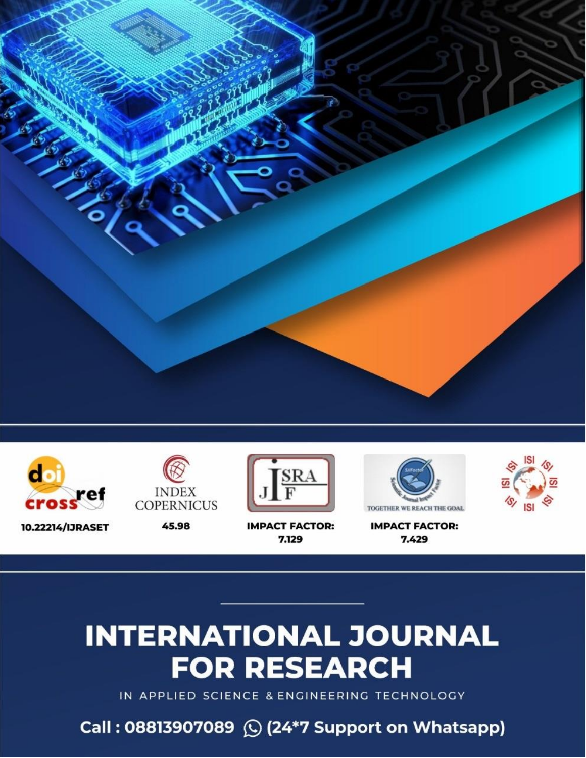10.22214/IJRASET

INDEX COPERNICUS

45.98

IMPACT FACTOR: 7.129

IMPACT FACTOR: 7.429

# INTERNATIONAL JOURNAL FOR RESEARCH

IN APPLIED SCIENCE & ENGINEERING TECHNOLOGY

Call : 08813907089 (24*7 Support on Whatsapp)